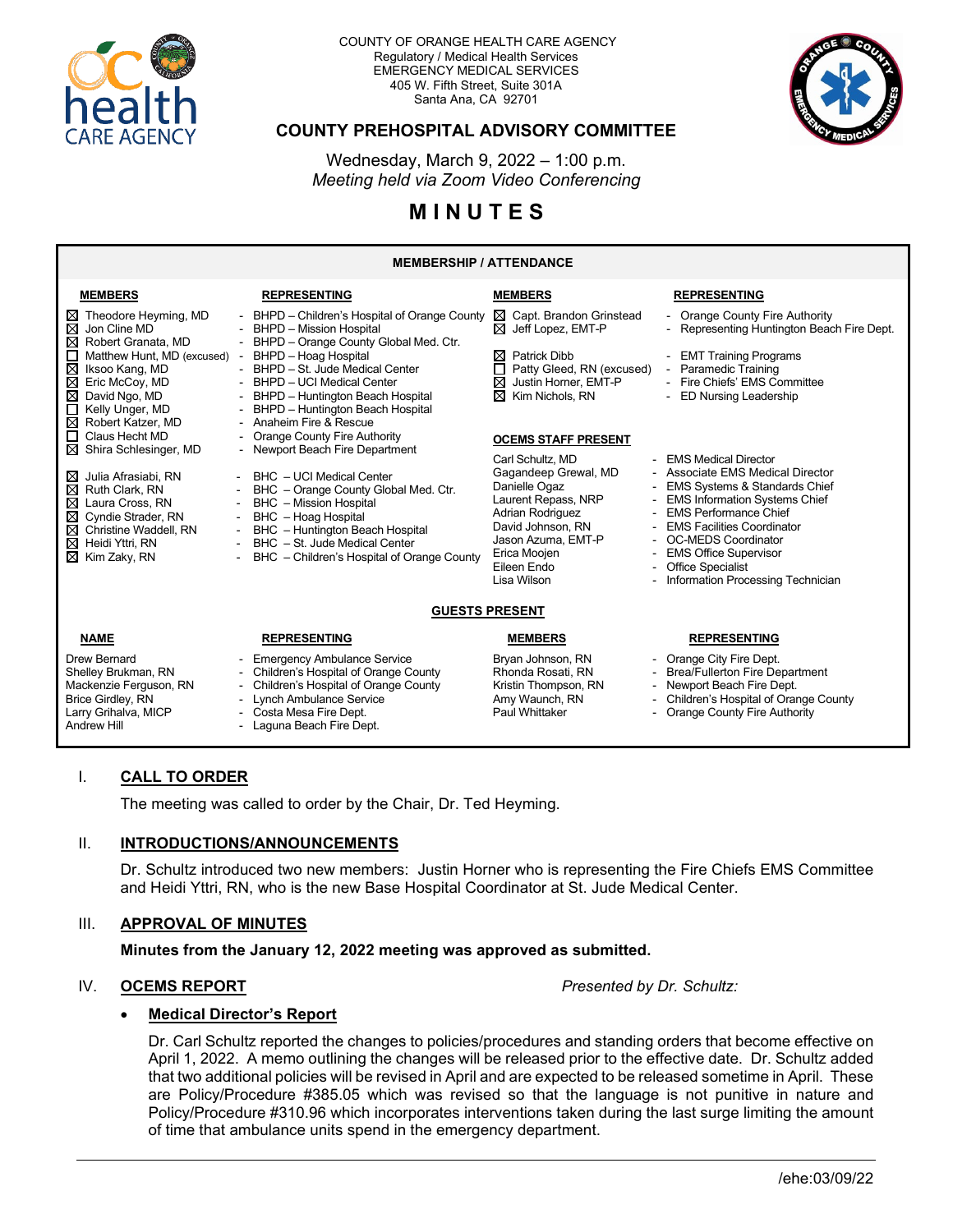COUNTY OF ORANGE HEALTH CARE AGENCY
Regulatory / Medical Health Services
EMERGENCY MEDICAL SERVICES
405 W. Fifth Street, Suite 301A
Santa Ana, CA 92701

# COUNTY PREHOSPITAL ADVISORY COMMITTEE

Wednesday, March 9, 2022 – 1:00 p.m.
*Meeting held via Zoom Video Conferencing*

# MINUTES

## MEMBERSHIP / ATTENDANCE

| MEMBERS | REPRESENTING |
|---|---|
| ☒ Theodore Heyming, MD | BHPD – Children's Hospital of Orange County |
| ☒ Jon Cline MD | BHPD – Mission Hospital |
| ☒ Robert Granata, MD | BHPD – Orange County Global Med. Ctr. |
| ☐ Matthew Hunt, MD (excused) | BHPD – Hoag Hospital |
| ☒ Iksoo Kang, MD | BHPD – St. Jude Medical Center |
| ☒ Eric McCoy, MD | BHPD – UCI Medical Center |
| ☒ David Ngo, MD | BHPD – Huntington Beach Hospital |
| ☐ Kelly Unger, MD | BHPD – Huntington Beach Hospital |
| ☒ Robert Katzer, MD | Anaheim Fire & Rescue |
| ☐ Claus Hecht MD | Orange County Fire Authority |
| ☒ Shira Schlesinger, MD | Newport Beach Fire Department |
| ☒ Julia Afrasiabi, RN | BHC – UCI Medical Center |
| ☒ Ruth Clark, RN | BHC – Orange County Global Med. Ctr. |
| ☒ Laura Cross, RN | BHC – Mission Hospital |
| ☒ Cyndie Strader, RN | BHC – Hoag Hospital |
| ☒ Christine Waddell, RN | BHC – Huntington Beach Hospital |
| ☒ Heidi Yttri, RN | BHC – St. Jude Medical Center |
| ☒ Kim Zaky, RN | BHC – Children's Hospital of Orange County |
| ☒ Capt. Brandon Grinstead | Orange County Fire Authority |
| ☒ Jeff Lopez, EMT-P | Representing Huntington Beach Fire Dept. |
| ☒ Patrick Dibb | EMT Training Programs |
| ☐ Patty Gleed, RN (excused) | Paramedic Training |
| ☒ Justin Horner, EMT-P | Fire Chiefs' EMS Committee |
| ☒ Kim Nichols, RN | ED Nursing Leadership |

### OCEMS STAFF PRESENT

| Name | Title |
|---|---|
| Carl Schultz, MD | EMS Medical Director |
| Gagandeep Grewal, MD | Associate EMS Medical Director |
| Danielle Ogaz | EMS Systems & Standards Chief |
| Laurent Repass, NRP | EMS Information Systems Chief |
| Adrian Rodriguez | EMS Performance Chief |
| David Johnson, RN | EMS Facilities Coordinator |
| Jason Azuma, EMT-P | OC-MEDS Coordinator |
| Erica Moojen | EMS Office Supervisor |
| Eileen Endo | Office Specialist |
| Lisa Wilson | Information Processing Technician |

### GUESTS PRESENT

| NAME | REPRESENTING |
|---|---|
| Drew Bernard | Emergency Ambulance Service |
| Shelley Brukman, RN | Children's Hospital of Orange County |
| Mackenzie Ferguson, RN | Children's Hospital of Orange County |
| Brice Girdley, RN | Lynch Ambulance Service |
| Larry Grihalva, MICP | Costa Mesa Fire Dept. |
| Andrew Hill | Laguna Beach Fire Dept. |
| Bryan Johnson, RN | Orange City Fire Dept. |
| Rhonda Rosati, RN | Brea/Fullerton Fire Department |
| Kristin Thompson, RN | Newport Beach Fire Dept. |
| Amy Waunch, RN | Children's Hospital of Orange County |
| Paul Whittaker | Orange County Fire Authority |

## I. CALL TO ORDER

The meeting was called to order by the Chair, Dr. Ted Heyming.

## II. INTRODUCTIONS/ANNOUNCEMENTS

Dr. Schultz introduced two new members: Justin Horner who is representing the Fire Chiefs EMS Committee and Heidi Yttri, RN, who is the new Base Hospital Coordinator at St. Jude Medical Center.

## III. APPROVAL OF MINUTES

**Minutes from the January 12, 2022 meeting was approved as submitted.**

## IV. OCEMS REPORT

*Presented by Dr. Schultz:*

- **Medical Director's Report**

Dr. Carl Schultz reported the changes to policies/procedures and standing orders that become effective on April 1, 2022. A memo outlining the changes will be released prior to the effective date. Dr. Schultz added that two additional policies will be revised in April and are expected to be released sometime in April. These are Policy/Procedure #385.05 which was revised so that the language is not punitive in nature and Policy/Procedure #310.96 which incorporates interventions taken during the last surge limiting the amount of time that ambulance units spend in the emergency department.

/ehe:03/09/22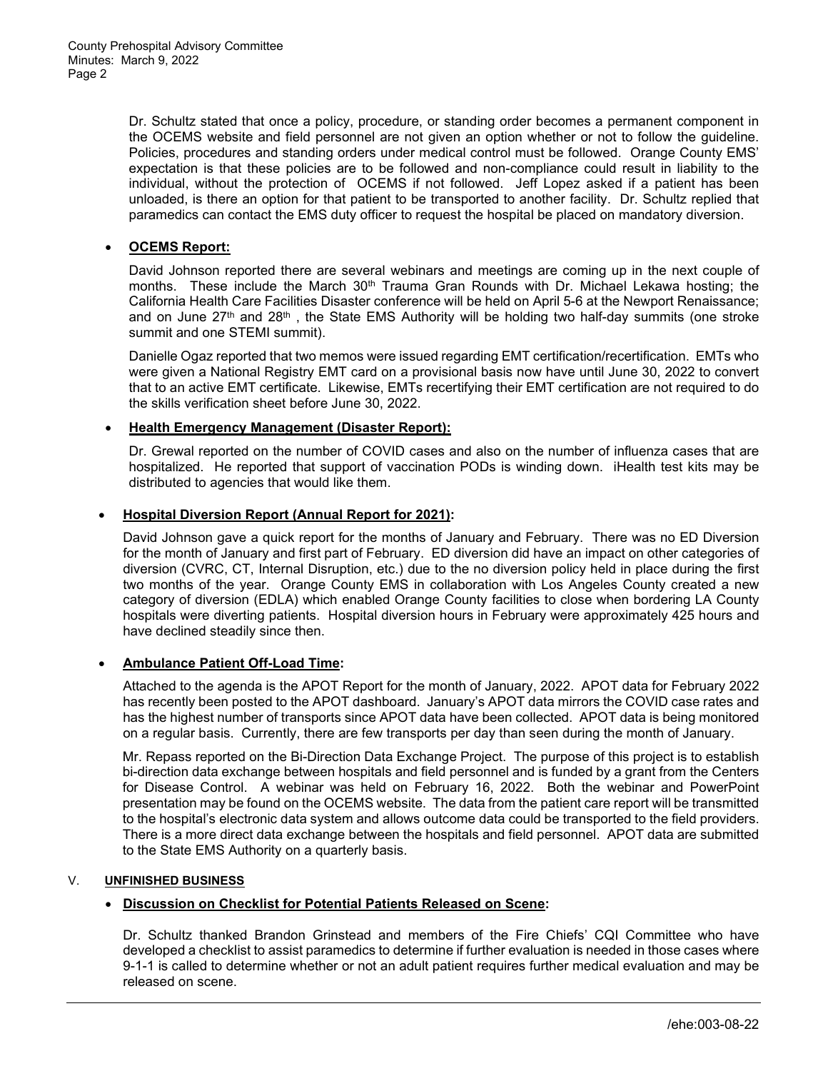Dr. Schultz stated that once a policy, procedure, or standing order becomes a permanent component in the OCEMS website and field personnel are not given an option whether or not to follow the guideline. Policies, procedures and standing orders under medical control must be followed. Orange County EMS' expectation is that these policies are to be followed and non-compliance could result in liability to the individual, without the protection of OCEMS if not followed. Jeff Lopez asked if a patient has been unloaded, is there an option for that patient to be transported to another facility. Dr. Schultz replied that paramedics can contact the EMS duty officer to request the hospital be placed on mandatory diversion.

- **OCEMS Report:**

  David Johnson reported there are several webinars and meetings are coming up in the next couple of months. These include the March 30th Trauma Gran Rounds with Dr. Michael Lekawa hosting; the California Health Care Facilities Disaster conference will be held on April 5-6 at the Newport Renaissance; and on June 27th and 28th , the State EMS Authority will be holding two half-day summits (one stroke summit and one STEMI summit).

  Danielle Ogaz reported that two memos were issued regarding EMT certification/recertification. EMTs who were given a National Registry EMT card on a provisional basis now have until June 30, 2022 to convert that to an active EMT certificate. Likewise, EMTs recertifying their EMT certification are not required to do the skills verification sheet before June 30, 2022.

- **Health Emergency Management (Disaster Report):**

  Dr. Grewal reported on the number of COVID cases and also on the number of influenza cases that are hospitalized. He reported that support of vaccination PODs is winding down. iHealth test kits may be distributed to agencies that would like them.

- **Hospital Diversion Report (Annual Report for 2021):**

  David Johnson gave a quick report for the months of January and February. There was no ED Diversion for the month of January and first part of February. ED diversion did have an impact on other categories of diversion (CVRC, CT, Internal Disruption, etc.) due to the no diversion policy held in place during the first two months of the year. Orange County EMS in collaboration with Los Angeles County created a new category of diversion (EDLA) which enabled Orange County facilities to close when bordering LA County hospitals were diverting patients. Hospital diversion hours in February were approximately 425 hours and have declined steadily since then.

- **Ambulance Patient Off-Load Time:**

  Attached to the agenda is the APOT Report for the month of January, 2022. APOT data for February 2022 has recently been posted to the APOT dashboard. January's APOT data mirrors the COVID case rates and has the highest number of transports since APOT data have been collected. APOT data is being monitored on a regular basis. Currently, there are few transports per day than seen during the month of January.

  Mr. Repass reported on the Bi-Direction Data Exchange Project. The purpose of this project is to establish bi-direction data exchange between hospitals and field personnel and is funded by a grant from the Centers for Disease Control. A webinar was held on February 16, 2022. Both the webinar and PowerPoint presentation may be found on the OCEMS website. The data from the patient care report will be transmitted to the hospital's electronic data system and allows outcome data could be transported to the field providers. There is a more direct data exchange between the hospitals and field personnel. APOT data are submitted to the State EMS Authority on a quarterly basis.

## V. UNFINISHED BUSINESS

- **Discussion on Checklist for Potential Patients Released on Scene:**

  Dr. Schultz thanked Brandon Grinstead and members of the Fire Chiefs' CQI Committee who have developed a checklist to assist paramedics to determine if further evaluation is needed in those cases where 9-1-1 is called to determine whether or not an adult patient requires further medical evaluation and may be released on scene.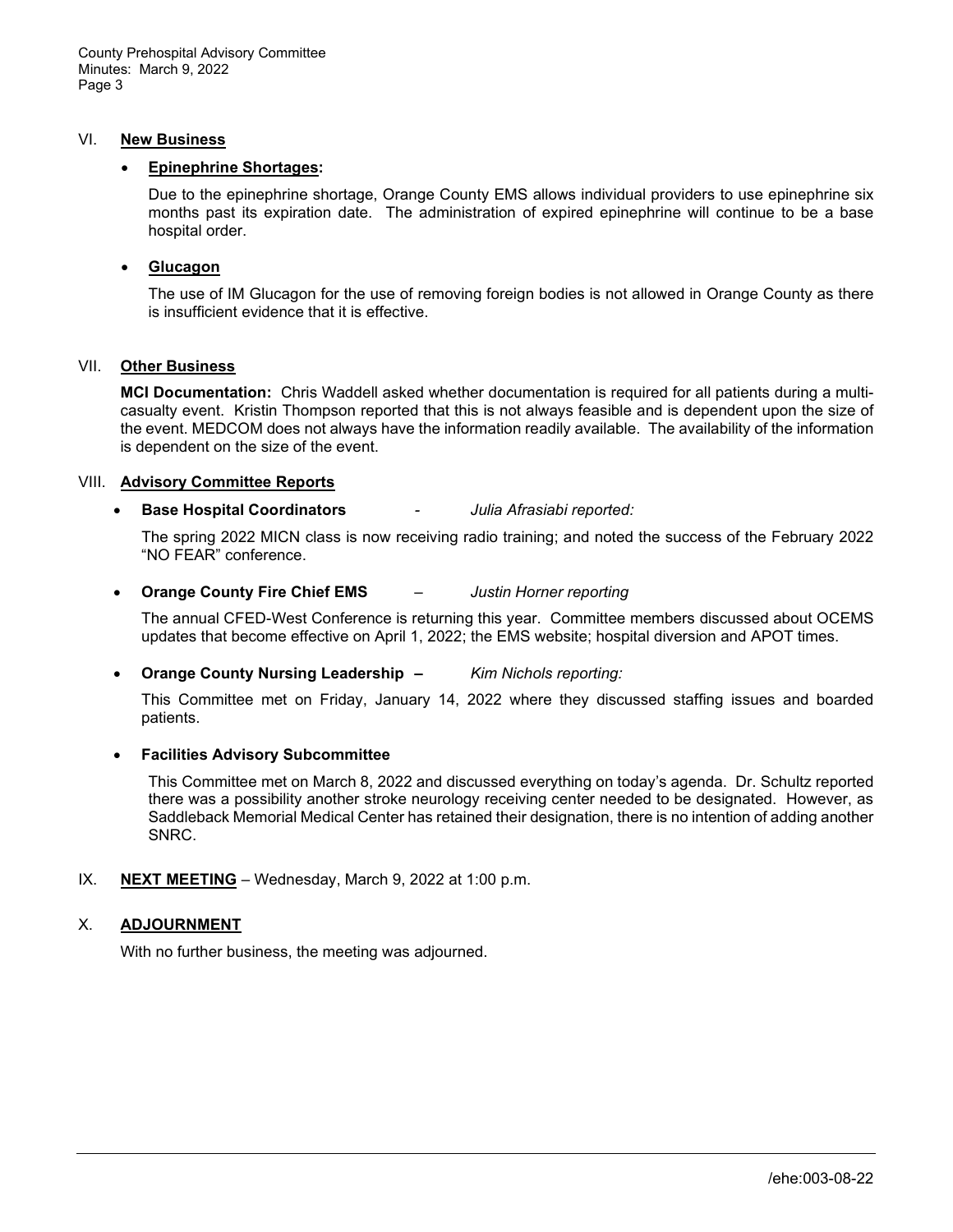## VI. New Business

- **Epinephrine Shortages:**

  Due to the epinephrine shortage, Orange County EMS allows individual providers to use epinephrine six months past its expiration date. The administration of expired epinephrine will continue to be a base hospital order.

- **Glucagon**

  The use of IM Glucagon for the use of removing foreign bodies is not allowed in Orange County as there is insufficient evidence that it is effective.

## VII. Other Business

**MCI Documentation:** Chris Waddell asked whether documentation is required for all patients during a multi-casualty event. Kristin Thompson reported that this is not always feasible and is dependent upon the size of the event. MEDCOM does not always have the information readily available. The availability of the information is dependent on the size of the event.

## VIII. Advisory Committee Reports

- **Base Hospital Coordinators** - *Julia Afrasiabi reported:*

  The spring 2022 MICN class is now receiving radio training; and noted the success of the February 2022 "NO FEAR" conference.

- **Orange County Fire Chief EMS** – *Justin Horner reporting*

  The annual CFED-West Conference is returning this year. Committee members discussed about OCEMS updates that become effective on April 1, 2022; the EMS website; hospital diversion and APOT times.

- **Orange County Nursing Leadership –** *Kim Nichols reporting:*

  This Committee met on Friday, January 14, 2022 where they discussed staffing issues and boarded patients.

- **Facilities Advisory Subcommittee**

  This Committee met on March 8, 2022 and discussed everything on today's agenda. Dr. Schultz reported there was a possibility another stroke neurology receiving center needed to be designated. However, as Saddleback Memorial Medical Center has retained their designation, there is no intention of adding another SNRC.

## IX. NEXT MEETING – Wednesday, March 9, 2022 at 1:00 p.m.

## X. ADJOURNMENT

With no further business, the meeting was adjourned.

/ehe:003-08-22